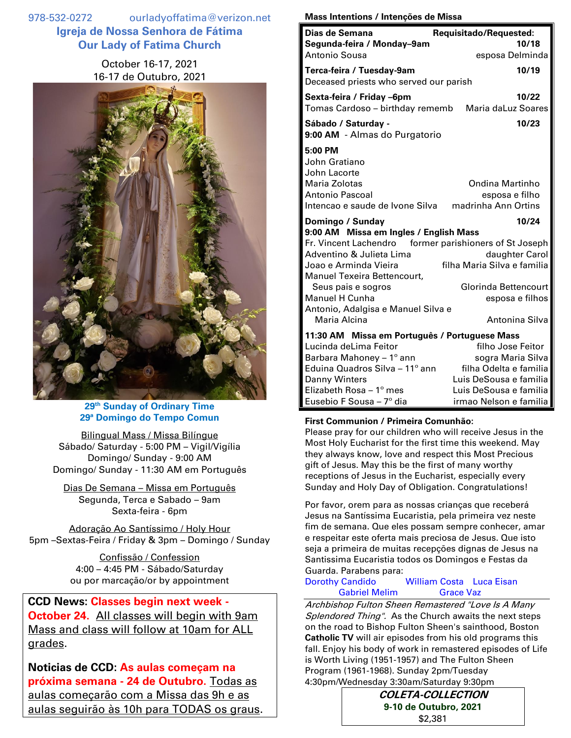978-532-0272 ourladyoffatima@verizon.net

# Igreja de Nossa Senhora de Fátima
# Our Lady of Fatima Church

October 16-17, 2021
16-17 de Outubro, 2021

**29th Sunday of Ordinary Time**
**29a Domingo do Tempo Comun**

Bilingual Mass / Missa Bilíngue
Sábado/ Saturday - 5:00 PM – Vigil/Vigília
Domingo/ Sunday - 9:00 AM
Domingo/ Sunday - 11:30 AM em Português

Dias De Semana – Missa em Português
Segunda, Terca e Sabado – 9am
Sexta-feira - 6pm

Adoração Ao Santíssimo / Holy Hour
5pm –Sextas-Feira / Friday & 3pm – Domingo / Sunday

Confissão / Confession
4:00 – 4:45 PM - Sábado/Saturday
ou por marcação/or by appointment

**CCD News: Classes begin next week - October 24.** All classes will begin with 9am Mass and class will follow at 10am for ALL grades.

**Noticias de CCD: As aulas começam na próxima semana - 24 de Outubro.** Todas as aulas começarão com a Missa das 9h e as aulas seguirão às 10h para TODAS os graus.

## Mass Intentions / Intenções de Missa

| Dias de Semana | Requisitado/Requested: |
|---|---|
| **Segunda-feira / Monday–9am** | **10/18** |
| Antonio Sousa | esposa Delminda |
| **Terca-feira / Tuesday-9am** | **10/19** |
| Deceased priests who served our parish | |
| **Sexta-feira / Friday –6pm** | **10/22** |
| Tomas Cardoso – birthday rememb | Maria daLuz Soares |
| **Sábado / Saturday -** | **10/23** |
| **9:00 AM** - Almas do Purgatorio | |
| **5:00 PM** | |
| John Gratiano | |
| John Lacorte | |
| Maria Zolotas | Ondina Martinho |
| Antonio Pascoal | esposa e filho |
| Intencao e saude de Ivone Silva | madrinha Ann Ortins |
| **Domingo / Sunday** | **10/24** |
| **9:00 AM Missa em Ingles / English Mass** | |
| Fr. Vincent Lachendro | former parishioners of St Joseph |
| Adventino & Julieta Lima | daughter Carol |
| Joao e Arminda Vieira | filha Maria Silva e familia |
| Manuel Texeira Bettencourt, Seus pais e sogros | Glorinda Bettencourt |
| Manuel H Cunha | esposa e filhos |
| Antonio, Adalgisa e Manuel Silva e Maria Alcina | Antonina Silva |
| **11:30 AM Missa em Português / Portuguese Mass** | |
| Lucinda deLima Feitor | filho Jose Feitor |
| Barbara Mahoney – 1° ann | sogra Maria Silva |
| Eduina Quadros Silva – 11° ann | filha Odelta e familia |
| Danny Winters | Luis DeSousa e familia |
| Elizabeth Rosa – 1° mes | Luis DeSousa e familia |
| Eusebio F Sousa – 7° dia | irmao Nelson e familia |

**First Communion / Primeira Comunhão:**
Please pray for our children who will receive Jesus in the Most Holy Eucharist for the first time this weekend. May they always know, love and respect this Most Precious gift of Jesus. May this be the first of many worthy receptions of Jesus in the Eucharist, especially every Sunday and Holy Day of Obligation. Congratulations!

Por favor, orem para as nossas crianças que receberá Jesus na Santíssima Eucaristia, pela primeira vez neste fim de semana. Que eles possam sempre conhecer, amar e respeitar este oferta mais preciosa de Jesus. Que isto seja a primeira de muitas recepções dignas de Jesus na Santissima Eucaristia todos os Domingos e Festas da Guarda. Parabens para:
Dorothy Candido William Costa Luca Eisan
Gabriel Melim Grace Vaz

*Archbishop Fulton Sheen Remastered "Love Is A Many Splendored Thing".* As the Church awaits the next steps on the road to Bishop Fulton Sheen's sainthood, Boston **Catholic TV** will air episodes from his old programs this fall. Enjoy his body of work in remastered episodes of Life is Worth Living (1951-1957) and The Fulton Sheen Program (1961-1968). Sunday 2pm/Tuesday 4:30pm/Wednesday 3:30am/Saturday 9:30pm

***COLETA-COLLECTION***
**9-10 de Outubro, 2021**
$2,381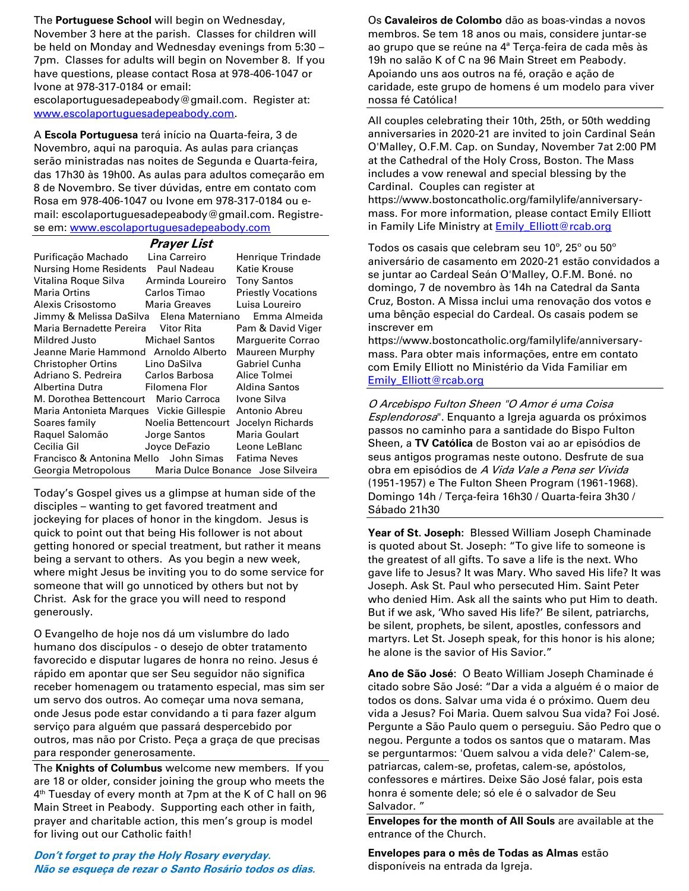The **Portuguese School** will begin on Wednesday, November 3 here at the parish. Classes for children will be held on Monday and Wednesday evenings from 5:30 – 7pm. Classes for adults will begin on November 8. If you have questions, please contact Rosa at 978-406-1047 or Ivone at 978-317-0184 or email: escolaportuguesadepeabody@gmail.com. Register at: www.escolaportuguesadepeabody.com.

A **Escola Portuguesa** terá início na Quarta-feira, 3 de Novembro, aqui na paroquia. As aulas para crianças serão ministradas nas noites de Segunda e Quarta-feira, das 17h30 às 19h00. As aulas para adultos começarão em 8 de Novembro. Se tiver dúvidas, entre em contato com Rosa em 978-406-1047 ou Ivone em 978-317-0184 ou e-mail: escolaportuguesadepeabody@gmail.com. Registre-se em: www.escolaportuguesadepeabody.com

## *Prayer List*

| | | |
|---|---|---|
| Purificação Machado | Lina Carreiro | Henrique Trindade |
| Nursing Home Residents | Paul Nadeau | Katie Krouse |
| Vitalina Roque Silva | Arminda Loureiro | Tony Santos |
| Maria Ortins | Carlos Timao | Priestly Vocations |
| Alexis Crisostomo | Maria Greaves | Luisa Loureiro |
| Jimmy & Melissa DaSilva | Elena Materniano | Emma Almeida |
| Maria Bernadette Pereira | Vitor Rita | Pam & David Viger |
| Mildred Justo | Michael Santos | Marguerite Corrao |
| Jeanne Marie Hammond | Arnoldo Alberto | Maureen Murphy |
| Christopher Ortins | Lino DaSilva | Gabriel Cunha |
| Adriano S. Pedreira | Carlos Barbosa | Alice Tolmei |
| Albertina Dutra | Filomena Flor | Aldina Santos |
| M. Dorothea Bettencourt | Mario Carroca | Ivone Silva |
| Maria Antonieta Marques | Vickie Gillespie | Antonio Abreu |
| Soares family | Noelia Bettencourt | Jocelyn Richards |
| Raquel Salomão | Jorge Santos | Maria Goulart |
| Cecilia Gil | Joyce DeFazio | Leone LeBlanc |
| Francisco & Antonina Mello | John Simas | Fatima Neves |
| Georgia Metropolous | Maria Dulce Bonance | Jose Silveira |

Today's Gospel gives us a glimpse at human side of the disciples – wanting to get favored treatment and jockeying for places of honor in the kingdom. Jesus is quick to point out that being His follower is not about getting honored or special treatment, but rather it means being a servant to others. As you begin a new week, where might Jesus be inviting you to do some service for someone that will go unnoticed by others but not by Christ. Ask for the grace you will need to respond generously.

O Evangelho de hoje nos dá um vislumbre do lado humano dos discípulos - o desejo de obter tratamento favorecido e disputar lugares de honra no reino. Jesus é rápido em apontar que ser Seu seguidor não significa receber homenagem ou tratamento especial, mas sim ser um servo dos outros. Ao começar uma nova semana, onde Jesus pode estar convidando a ti para fazer algum serviço para alguém que passará despercebido por outros, mas não por Cristo. Peça a graça de que precisas para responder generosamente.

The **Knights of Columbus** welcome new members. If you are 18 or older, consider joining the group who meets the 4th Tuesday of every month at 7pm at the K of C hall on 96 Main Street in Peabody. Supporting each other in faith, prayer and charitable action, this men's group is model for living out our Catholic faith!

***Don't forget to pray the Holy Rosary everyday.***
***Não se esqueça de rezar o Santo Rosário todos os dias.***

Os **Cavaleiros de Colombo** dão as boas-vindas a novos membros. Se tem 18 anos ou mais, considere juntar-se ao grupo que se reúne na 4ª Terça-feira de cada mês às 19h no salão K of C na 96 Main Street em Peabody. Apoiando uns aos outros na fé, oração e ação de caridade, este grupo de homens é um modelo para viver nossa fé Católica!

All couples celebrating their 10th, 25th, or 50th wedding anniversaries in 2020-21 are invited to join Cardinal Seán O'Malley, O.F.M. Cap. on Sunday, November 7at 2:00 PM at the Cathedral of the Holy Cross, Boston. The Mass includes a vow renewal and special blessing by the Cardinal. Couples can register at https://www.bostoncatholic.org/familylife/anniversary-mass. For more information, please contact Emily Elliott in Family Life Ministry at Emily_Elliott@rcab.org

Todos os casais que celebram seu 10º, 25º ou 50º aniversário de casamento em 2020-21 estão convidados a se juntar ao Cardeal Seán O'Malley, O.F.M. Boné. no domingo, 7 de novembro às 14h na Catedral da Santa Cruz, Boston. A Missa inclui uma renovação dos votos e uma bênção especial do Cardeal. Os casais podem se inscrever em https://www.bostoncatholic.org/familylife/anniversary-mass. Para obter mais informações, entre em contato com Emily Elliott no Ministério da Vida Familiar em Emily_Elliott@rcab.org

*O Arcebispo Fulton Sheen "O Amor é uma Coisa Esplendorosa*". Enquanto a Igreja aguarda os próximos passos no caminho para a santidade do Bispo Fulton Sheen, a **TV Católica** de Boston vai ao ar episódios de seus antigos programas neste outono. Desfrute de sua obra em episódios de *A Vida Vale a Pena ser Vivida* (1951-1957) e The Fulton Sheen Program (1961-1968). Domingo 14h / Terça-feira 16h30 / Quarta-feira 3h30 / Sábado 21h30

**Year of St. Joseph:** Blessed William Joseph Chaminade is quoted about St. Joseph: "To give life to someone is the greatest of all gifts. To save a life is the next. Who gave life to Jesus? It was Mary. Who saved His life? It was Joseph. Ask St. Paul who persecuted Him. Saint Peter who denied Him. Ask all the saints who put Him to death. But if we ask, 'Who saved His life?' Be silent, patriarchs, be silent, prophets, be silent, apostles, confessors and martyrs. Let St. Joseph speak, for this honor is his alone; he alone is the savior of His Savior."

**Ano de São José**: O Beato William Joseph Chaminade é citado sobre São José: "Dar a vida a alguém é o maior de todos os dons. Salvar uma vida é o próximo. Quem deu vida a Jesus? Foi Maria. Quem salvou Sua vida? Foi José. Pergunte a São Paulo quem o perseguiu. São Pedro que o negou. Pergunte a todos os santos que o mataram. Mas se perguntarmos: 'Quem salvou a vida dele?' Calem-se, patriarcas, calem-se, profetas, calem-se, apóstolos, confessores e mártires. Deixe São José falar, pois esta honra é somente dele; só ele é o salvador de Seu Salvador. "

**Envelopes for the month of All Souls** are available at the entrance of the Church.

**Envelopes para o mês de Todas as Almas** estão disponíveis na entrada da Igreja.